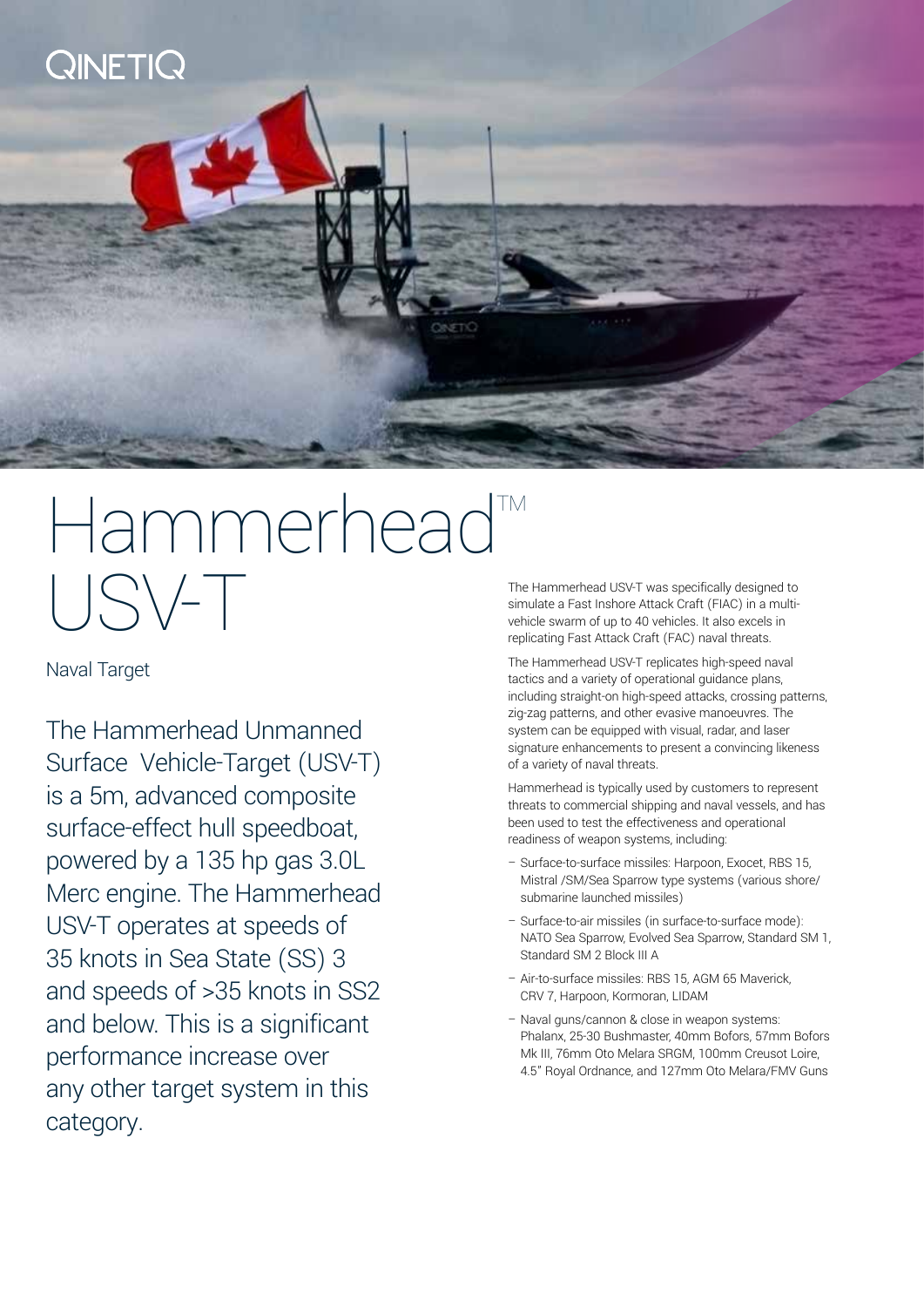QINETIQ

# Hammerhead™ USV-T

Naval Target

The Hammerhead Unmanned Surface Vehicle-Target (USV-T) is a 5m, advanced composite surface-effect hull speedboat, powered by a 135 hp gas 3.0L Merc engine. The Hammerhead USV-T operates at speeds of 35 knots in Sea State (SS) 3 and speeds of >35 knots in SS2 and below. This is a significant performance increase over any other target system in this category.

The Hammerhead USV-T was specifically designed to simulate a Fast Inshore Attack Craft (FIAC) in a multi-vehicle swarm of up to 40 vehicles. It also excels in replicating Fast Attack Craft (FAC) naval threats.

The Hammerhead USV-T replicates high-speed naval tactics and a variety of operational guidance plans, including straight-on high-speed attacks, crossing patterns, zig-zag patterns, and other evasive manoeuvres. The system can be equipped with visual, radar, and laser signature enhancements to present a convincing likeness of a variety of naval threats.

Hammerhead is typically used by customers to represent threats to commercial shipping and naval vessels, and has been used to test the effectiveness and operational readiness of weapon systems, including:

- Surface-to-surface missiles: Harpoon, Exocet, RBS 15, Mistral /SM/Sea Sparrow type systems (various shore/ submarine launched missiles)
- Surface-to-air missiles (in surface-to-surface mode): NATO Sea Sparrow, Evolved Sea Sparrow, Standard SM 1, Standard SM 2 Block III A
- Air-to-surface missiles: RBS 15, AGM 65 Maverick, CRV 7, Harpoon, Kormoran, LIDAM
- Naval guns/cannon & close in weapon systems: Phalanx, 25-30 Bushmaster, 40mm Bofors, 57mm Bofors Mk III, 76mm Oto Melara SRGM, 100mm Creusot Loire, 4.5" Royal Ordnance, and 127mm Oto Melara/FMV Guns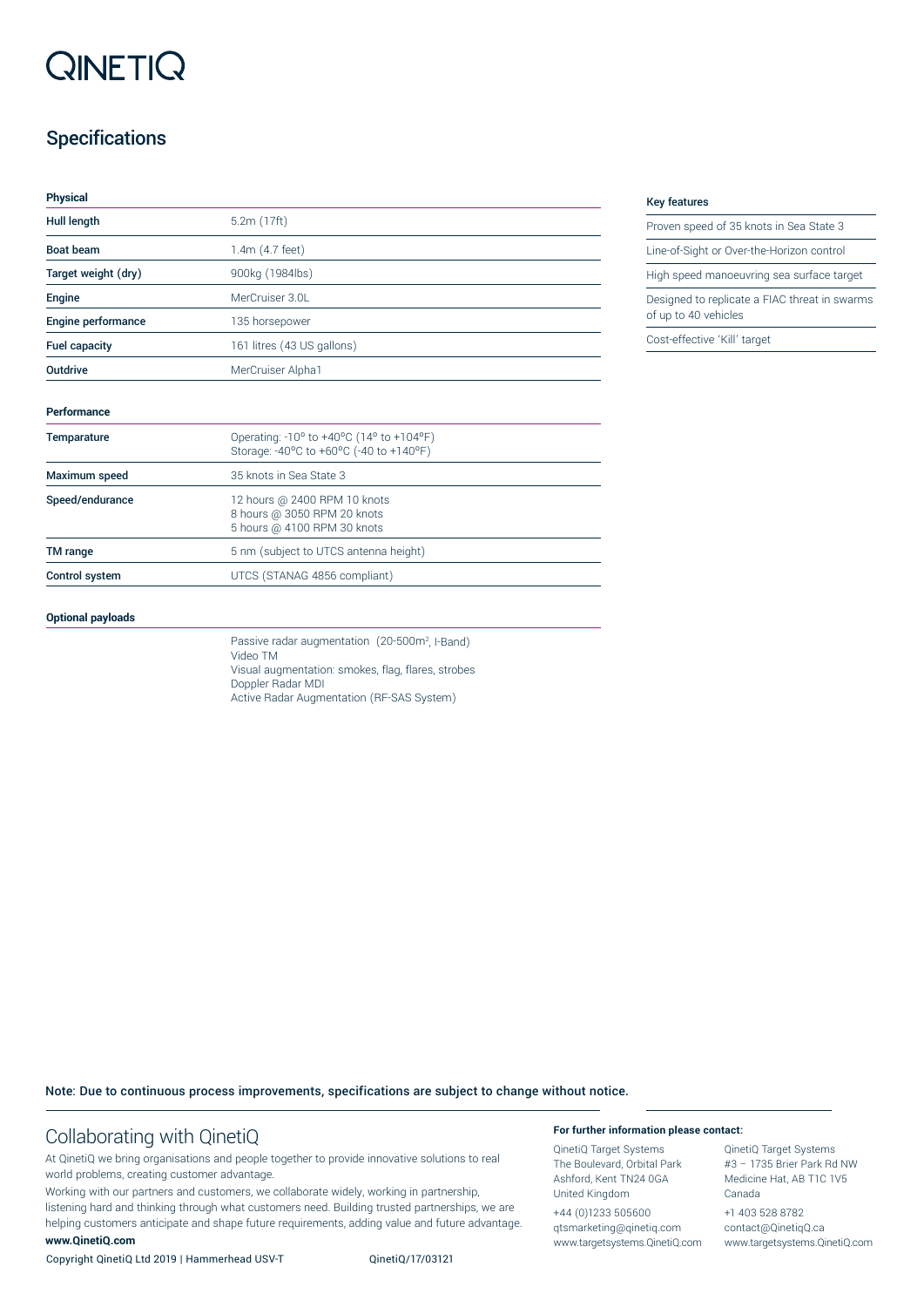# Specifications

## Physical

| | |
|---|---|
| **Hull length** | 5.2m (17ft) |
| **Boat beam** | 1.4m (4.7 feet) |
| **Target weight (dry)** | 900kg (1984lbs) |
| **Engine** | MerCruiser 3.0L |
| **Engine performance** | 135 horsepower |
| **Fuel capacity** | 161 litres (43 US gallons) |
| **Outdrive** | MerCruiser Alpha1 |

## Performance

| | |
|---|---|
| **Temparature** | Operating: -10° to +40°C (14° to +104°F)<br>Storage: -40°C to +60°C (-40 to +140°F) |
| **Maximum speed** | 35 knots in Sea State 3 |
| **Speed/endurance** | 12 hours @ 2400 RPM 10 knots<br>8 hours @ 3050 RPM 20 knots<br>5 hours @ 4100 RPM 30 knots |
| **TM range** | 5 nm (subject to UTCS antenna height) |
| **Control system** | UTCS (STANAG 4856 compliant) |

## Optional payloads

Passive radar augmentation (20-500m$^2$, I-Band)
Video TM
Visual augmentation: smokes, flag, flares, strobes
Doppler Radar MDI
Active Radar Augmentation (RF-SAS System)

## Key features

- Proven speed of 35 knots in Sea State 3
- Line-of-Sight or Over-the-Horizon control
- High speed manoeuvring sea surface target
- Designed to replicate a FIAC threat in swarms of up to 40 vehicles
- Cost-effective 'Kill' target

Note: Due to continuous process improvements, specifications are subject to change without notice.

## Collaborating with QinetiQ

At QinetiQ we bring organisations and people together to provide innovative solutions to real world problems, creating customer advantage.

Working with our partners and customers, we collaborate widely, working in partnership, listening hard and thinking through what customers need. Building trusted partnerships, we are helping customers anticipate and shape future requirements, adding value and future advantage.

**www.QinetiQ.com**

**For further information please contact:**

QinetiQ Target Systems
The Boulevard, Orbital Park
Ashford, Kent TN24 0GA
United Kingdom
+44 (0)1233 505600
qtsmarketing@qinetiq.com
www.targetsystems.QinetiQ.com

QinetiQ Target Systems
#3 – 1735 Brier Park Rd NW
Medicine Hat, AB T1C 1V5
Canada
+1 403 528 8782
contact@QinetiqQ.ca
www.targetsystems.QinetiQ.com

Copyright QinetiQ Ltd 2019 | Hammerhead USV-T QinetiQ/17/03121